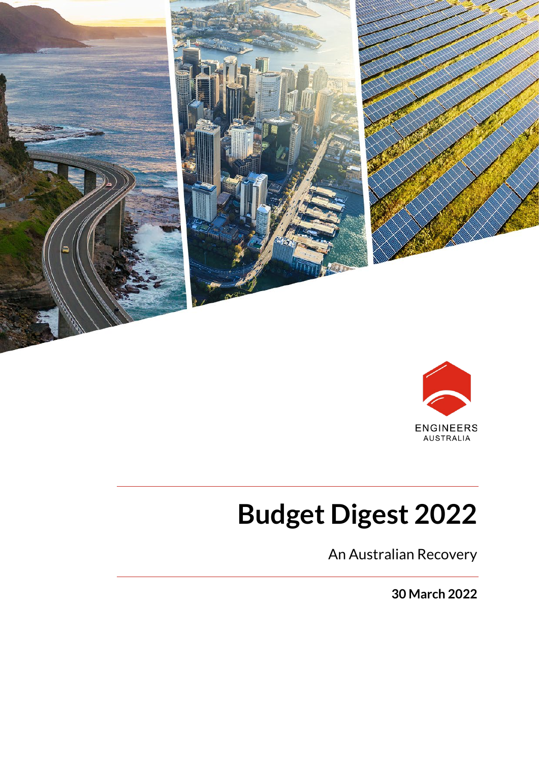ENGINEERS AUSTRALIA

# Budget Digest 2022

An Australian Recovery

**30 March 2022**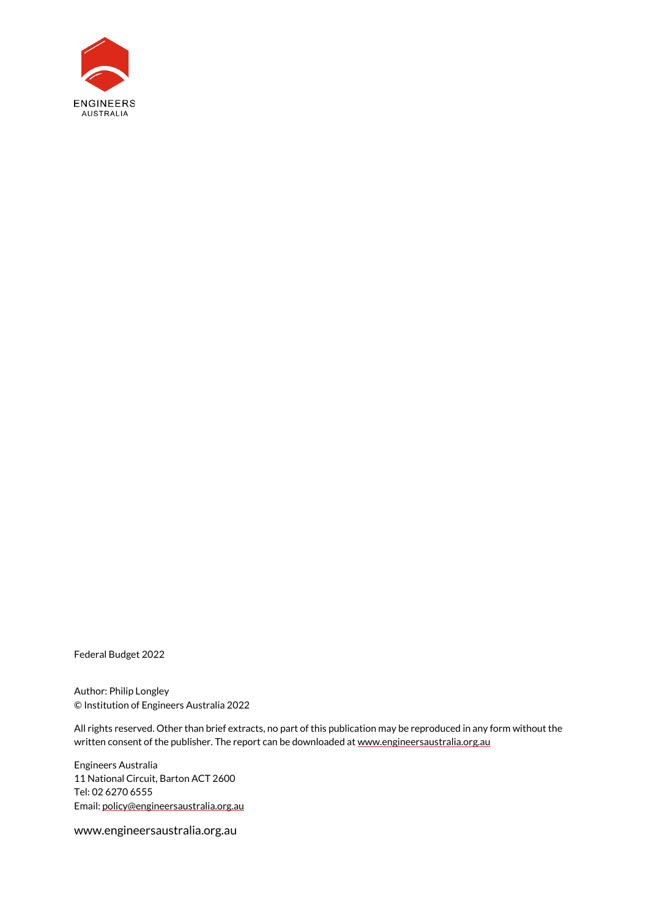ENGINEERS
AUSTRALIA

Federal Budget 2022

Author: Philip Longley
© Institution of Engineers Australia 2022

All rights reserved. Other than brief extracts, no part of this publication may be reproduced in any form without the written consent of the publisher. The report can be downloaded at www.engineersaustralia.org.au

Engineers Australia
11 National Circuit, Barton ACT 2600
Tel: 02 6270 6555
Email: policy@engineersaustralia.org.au

www.engineersaustralia.org.au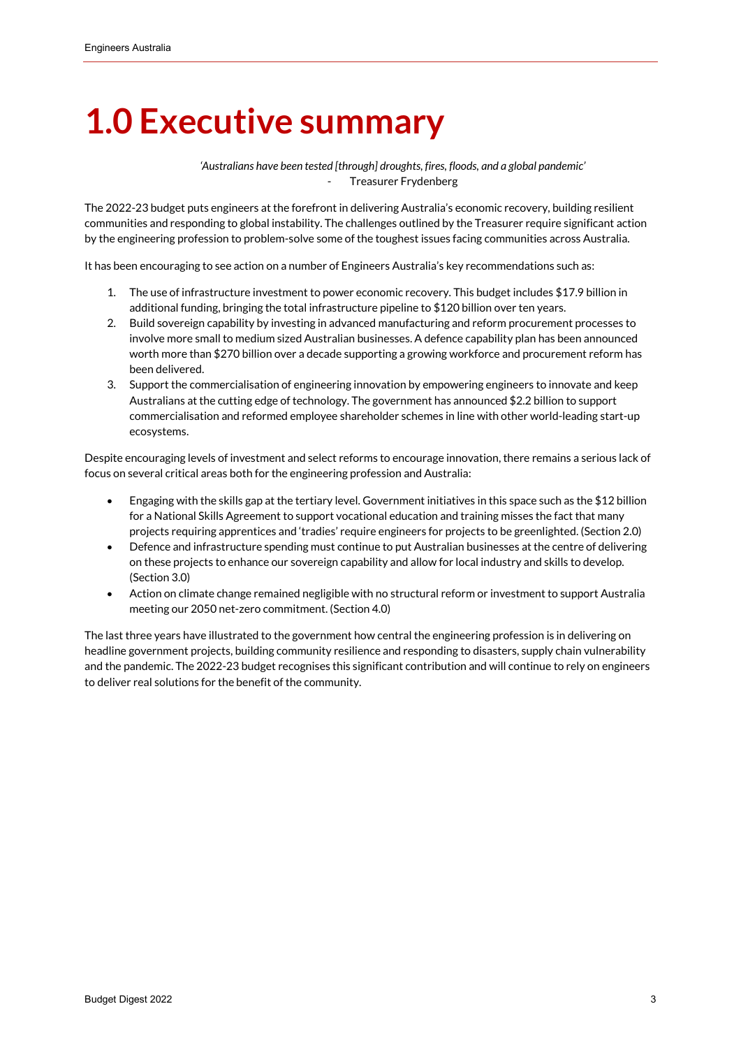# 1.0 Executive summary

*'Australians have been tested [through] droughts, fires, floods, and a global pandemic'*
\- Treasurer Frydenberg

The 2022-23 budget puts engineers at the forefront in delivering Australia's economic recovery, building resilient communities and responding to global instability. The challenges outlined by the Treasurer require significant action by the engineering profession to problem-solve some of the toughest issues facing communities across Australia.

It has been encouraging to see action on a number of Engineers Australia's key recommendations such as:

1. The use of infrastructure investment to power economic recovery. This budget includes $17.9 billion in additional funding, bringing the total infrastructure pipeline to $120 billion over ten years.
2. Build sovereign capability by investing in advanced manufacturing and reform procurement processes to involve more small to medium sized Australian businesses. A defence capability plan has been announced worth more than $270 billion over a decade supporting a growing workforce and procurement reform has been delivered.
3. Support the commercialisation of engineering innovation by empowering engineers to innovate and keep Australians at the cutting edge of technology. The government has announced $2.2 billion to support commercialisation and reformed employee shareholder schemes in line with other world-leading start-up ecosystems.

Despite encouraging levels of investment and select reforms to encourage innovation, there remains a serious lack of focus on several critical areas both for the engineering profession and Australia:

- Engaging with the skills gap at the tertiary level. Government initiatives in this space such as the $12 billion for a National Skills Agreement to support vocational education and training misses the fact that many projects requiring apprentices and 'tradies' require engineers for projects to be greenlighted. (Section 2.0)
- Defence and infrastructure spending must continue to put Australian businesses at the centre of delivering on these projects to enhance our sovereign capability and allow for local industry and skills to develop. (Section 3.0)
- Action on climate change remained negligible with no structural reform or investment to support Australia meeting our 2050 net-zero commitment. (Section 4.0)

The last three years have illustrated to the government how central the engineering profession is in delivering on headline government projects, building community resilience and responding to disasters, supply chain vulnerability and the pandemic. The 2022-23 budget recognises this significant contribution and will continue to rely on engineers to deliver real solutions for the benefit of the community.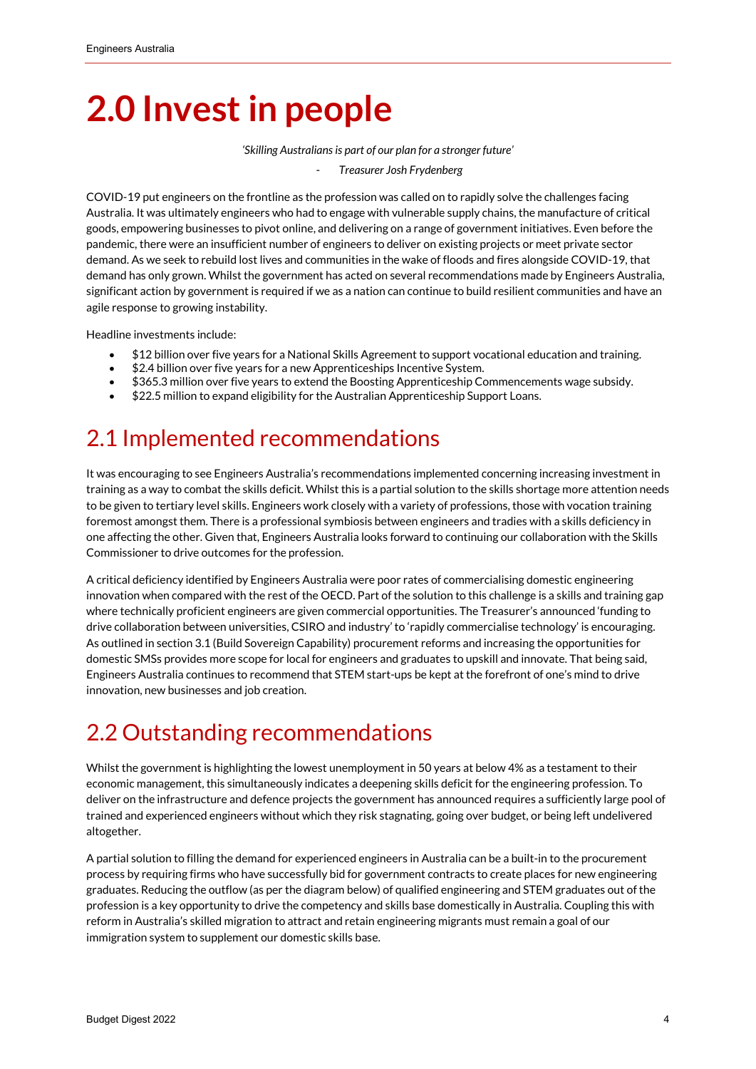# 2.0 Invest in people

*'Skilling Australians is part of our plan for a stronger future'*

*- Treasurer Josh Frydenberg*

COVID-19 put engineers on the frontline as the profession was called on to rapidly solve the challenges facing Australia. It was ultimately engineers who had to engage with vulnerable supply chains, the manufacture of critical goods, empowering businesses to pivot online, and delivering on a range of government initiatives. Even before the pandemic, there were an insufficient number of engineers to deliver on existing projects or meet private sector demand. As we seek to rebuild lost lives and communities in the wake of floods and fires alongside COVID-19, that demand has only grown. Whilst the government has acted on several recommendations made by Engineers Australia, significant action by government is required if we as a nation can continue to build resilient communities and have an agile response to growing instability.

Headline investments include:

- $12 billion over five years for a National Skills Agreement to support vocational education and training.
- $2.4 billion over five years for a new Apprenticeships Incentive System.
- $365.3 million over five years to extend the Boosting Apprenticeship Commencements wage subsidy.
- $22.5 million to expand eligibility for the Australian Apprenticeship Support Loans.

## 2.1 Implemented recommendations

It was encouraging to see Engineers Australia's recommendations implemented concerning increasing investment in training as a way to combat the skills deficit. Whilst this is a partial solution to the skills shortage more attention needs to be given to tertiary level skills. Engineers work closely with a variety of professions, those with vocation training foremost amongst them. There is a professional symbiosis between engineers and tradies with a skills deficiency in one affecting the other. Given that, Engineers Australia looks forward to continuing our collaboration with the Skills Commissioner to drive outcomes for the profession.

A critical deficiency identified by Engineers Australia were poor rates of commercialising domestic engineering innovation when compared with the rest of the OECD. Part of the solution to this challenge is a skills and training gap where technically proficient engineers are given commercial opportunities. The Treasurer's announced 'funding to drive collaboration between universities, CSIRO and industry' to 'rapidly commercialise technology' is encouraging. As outlined in section 3.1 (Build Sovereign Capability) procurement reforms and increasing the opportunities for domestic SMSs provides more scope for local for engineers and graduates to upskill and innovate. That being said, Engineers Australia continues to recommend that STEM start-ups be kept at the forefront of one's mind to drive innovation, new businesses and job creation.

## 2.2 Outstanding recommendations

Whilst the government is highlighting the lowest unemployment in 50 years at below 4% as a testament to their economic management, this simultaneously indicates a deepening skills deficit for the engineering profession. To deliver on the infrastructure and defence projects the government has announced requires a sufficiently large pool of trained and experienced engineers without which they risk stagnating, going over budget, or being left undelivered altogether.

A partial solution to filling the demand for experienced engineers in Australia can be a built-in to the procurement process by requiring firms who have successfully bid for government contracts to create places for new engineering graduates. Reducing the outflow (as per the diagram below) of qualified engineering and STEM graduates out of the profession is a key opportunity to drive the competency and skills base domestically in Australia. Coupling this with reform in Australia's skilled migration to attract and retain engineering migrants must remain a goal of our immigration system to supplement our domestic skills base.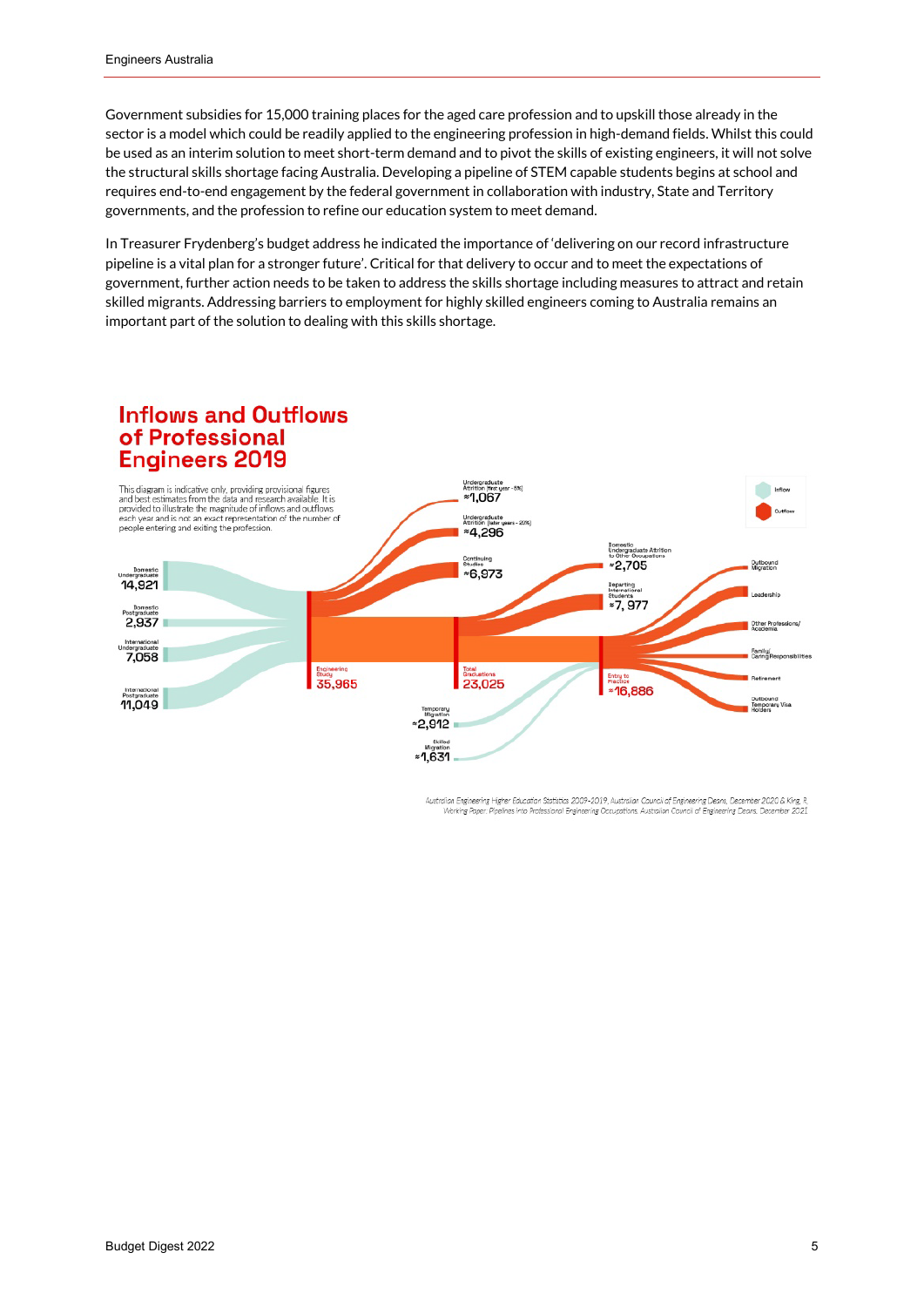Government subsidies for 15,000 training places for the aged care profession and to upskill those already in the sector is a model which could be readily applied to the engineering profession in high-demand fields. Whilst this could be used as an interim solution to meet short-term demand and to pivot the skills of existing engineers, it will not solve the structural skills shortage facing Australia. Developing a pipeline of STEM capable students begins at school and requires end-to-end engagement by the federal government in collaboration with industry, State and Territory governments, and the profession to refine our education system to meet demand.

In Treasurer Frydenberg's budget address he indicated the importance of 'delivering on our record infrastructure pipeline is a vital plan for a stronger future'. Critical for that delivery to occur and to meet the expectations of government, further action needs to be taken to address the skills shortage including measures to attract and retain skilled migrants. Addressing barriers to employment for highly skilled engineers coming to Australia remains an important part of the solution to dealing with this skills shortage.

## Inflows and Outflows of Professional Engineers 2019

This diagram is indicative only, providing provisional figures and best estimates from the data and research available. It is provided to illustrate the magnitude of inflows and outflows each year and is not an exact representation of the number of people entering and exiting the profession.

Inflow
Outflow

Domestic Undergraduate 14,921
Domestic Postgraduate 2,937
International Undergraduate 7,058
International Postgraduate 11,049

Engineering Study 35,965

Undergraduate Attrition (first year - 8%) ≈1,067
Undergraduate Attrition (later years - 20%) ≈4,296
Continuing Studies ≈6,973

Total Graduations 23,025

Temporary Migration ≈2,912
Skilled Migration ≈1,631

Domestic Undergraduate Attrition to Other Occupations ≈2,705
Departing International Students ≈7, 977

Entry to Practice ≈16,886

Outbound Migration
Leadership
Other Professions/ Academia
Family/ Caring Responsibilities
Retirement
Outbound Temporary Visa Holders

*Australian Engineering Higher Education Statistics 2009-2019, Australian Council of Engineering Deans, December 2020 & King, R, Working Paper: Pipelines into Professional Engineering Occupations, Australian Council of Engineering Deans, December 2021*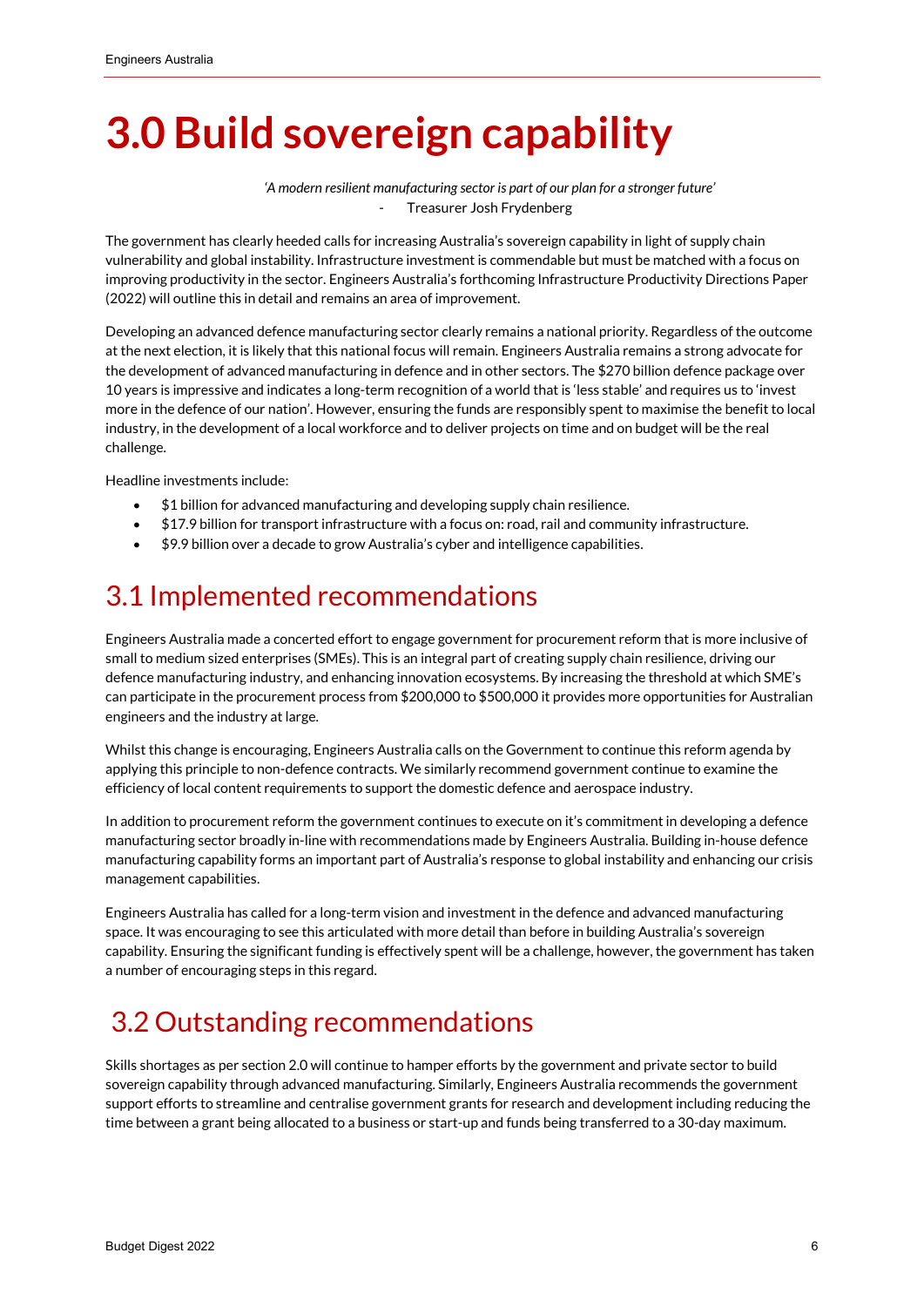# 3.0 Build sovereign capability

*'A modern resilient manufacturing sector is part of our plan for a stronger future'*
- Treasurer Josh Frydenberg

The government has clearly heeded calls for increasing Australia's sovereign capability in light of supply chain vulnerability and global instability. Infrastructure investment is commendable but must be matched with a focus on improving productivity in the sector. Engineers Australia's forthcoming Infrastructure Productivity Directions Paper (2022) will outline this in detail and remains an area of improvement.

Developing an advanced defence manufacturing sector clearly remains a national priority. Regardless of the outcome at the next election, it is likely that this national focus will remain. Engineers Australia remains a strong advocate for the development of advanced manufacturing in defence and in other sectors. The $270 billion defence package over 10 years is impressive and indicates a long-term recognition of a world that is 'less stable' and requires us to 'invest more in the defence of our nation'. However, ensuring the funds are responsibly spent to maximise the benefit to local industry, in the development of a local workforce and to deliver projects on time and on budget will be the real challenge.

Headline investments include:

- $1 billion for advanced manufacturing and developing supply chain resilience.
- $17.9 billion for transport infrastructure with a focus on: road, rail and community infrastructure.
- $9.9 billion over a decade to grow Australia's cyber and intelligence capabilities.

## 3.1 Implemented recommendations

Engineers Australia made a concerted effort to engage government for procurement reform that is more inclusive of small to medium sized enterprises (SMEs). This is an integral part of creating supply chain resilience, driving our defence manufacturing industry, and enhancing innovation ecosystems. By increasing the threshold at which SME's can participate in the procurement process from $200,000 to $500,000 it provides more opportunities for Australian engineers and the industry at large.

Whilst this change is encouraging, Engineers Australia calls on the Government to continue this reform agenda by applying this principle to non-defence contracts. We similarly recommend government continue to examine the efficiency of local content requirements to support the domestic defence and aerospace industry.

In addition to procurement reform the government continues to execute on it's commitment in developing a defence manufacturing sector broadly in-line with recommendations made by Engineers Australia. Building in-house defence manufacturing capability forms an important part of Australia's response to global instability and enhancing our crisis management capabilities.

Engineers Australia has called for a long-term vision and investment in the defence and advanced manufacturing space. It was encouraging to see this articulated with more detail than before in building Australia's sovereign capability. Ensuring the significant funding is effectively spent will be a challenge, however, the government has taken a number of encouraging steps in this regard.

## 3.2 Outstanding recommendations

Skills shortages as per section 2.0 will continue to hamper efforts by the government and private sector to build sovereign capability through advanced manufacturing. Similarly, Engineers Australia recommends the government support efforts to streamline and centralise government grants for research and development including reducing the time between a grant being allocated to a business or start-up and funds being transferred to a 30-day maximum.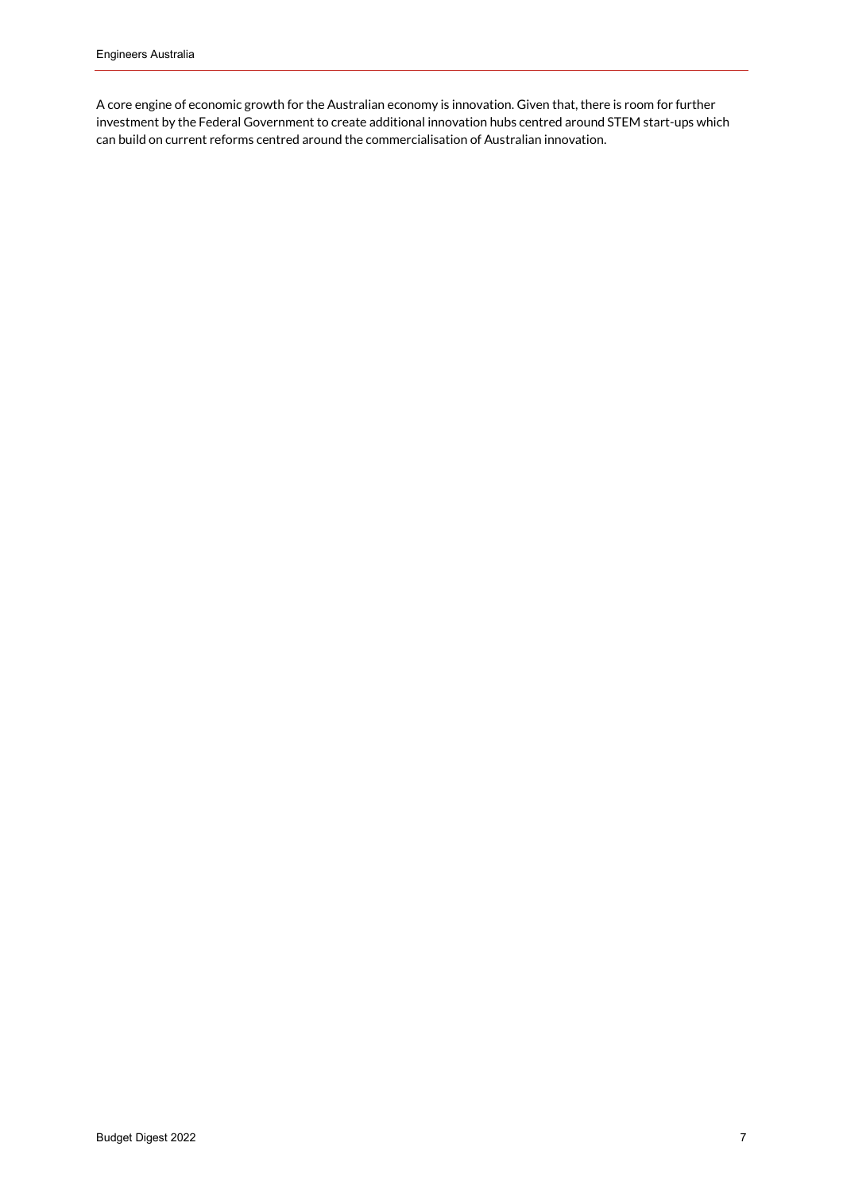A core engine of economic growth for the Australian economy is innovation. Given that, there is room for further investment by the Federal Government to create additional innovation hubs centred around STEM start-ups which can build on current reforms centred around the commercialisation of Australian innovation.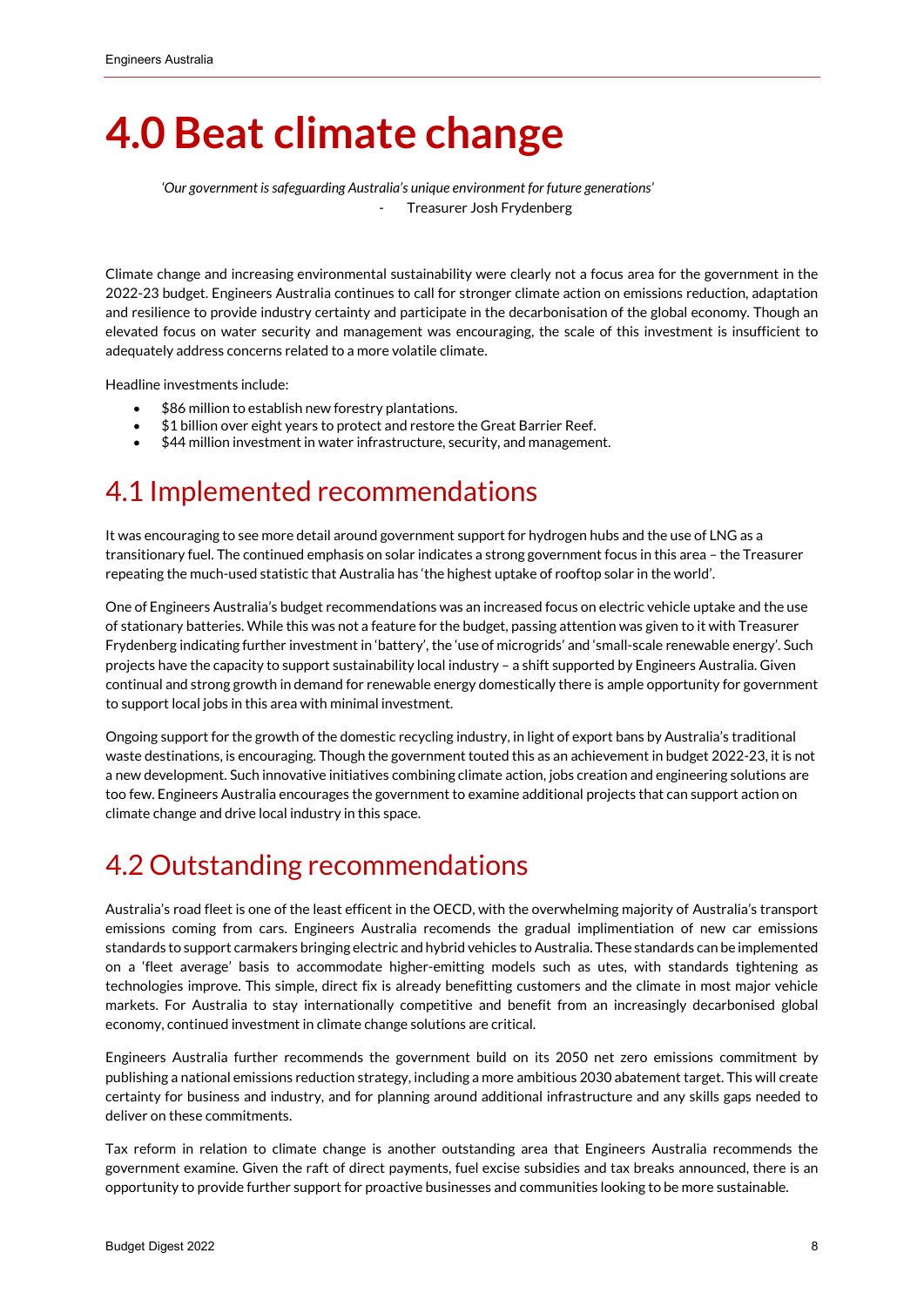# 4.0 Beat climate change

*'Our government is safeguarding Australia's unique environment for future generations'*
- Treasurer Josh Frydenberg

Climate change and increasing environmental sustainability were clearly not a focus area for the government in the 2022-23 budget. Engineers Australia continues to call for stronger climate action on emissions reduction, adaptation and resilience to provide industry certainty and participate in the decarbonisation of the global economy. Though an elevated focus on water security and management was encouraging, the scale of this investment is insufficient to adequately address concerns related to a more volatile climate.

Headline investments include:

- $86 million to establish new forestry plantations.
- $1 billion over eight years to protect and restore the Great Barrier Reef.
- $44 million investment in water infrastructure, security, and management.

## 4.1 Implemented recommendations

It was encouraging to see more detail around government support for hydrogen hubs and the use of LNG as a transitionary fuel. The continued emphasis on solar indicates a strong government focus in this area – the Treasurer repeating the much-used statistic that Australia has 'the highest uptake of rooftop solar in the world'.

One of Engineers Australia's budget recommendations was an increased focus on electric vehicle uptake and the use of stationary batteries. While this was not a feature for the budget, passing attention was given to it with Treasurer Frydenberg indicating further investment in 'battery', the 'use of microgrids' and 'small-scale renewable energy'. Such projects have the capacity to support sustainability local industry – a shift supported by Engineers Australia. Given continual and strong growth in demand for renewable energy domestically there is ample opportunity for government to support local jobs in this area with minimal investment.

Ongoing support for the growth of the domestic recycling industry, in light of export bans by Australia's traditional waste destinations, is encouraging. Though the government touted this as an achievement in budget 2022-23, it is not a new development. Such innovative initiatives combining climate action, jobs creation and engineering solutions are too few. Engineers Australia encourages the government to examine additional projects that can support action on climate change and drive local industry in this space.

## 4.2 Outstanding recommendations

Australia's road fleet is one of the least efficent in the OECD, with the overwhelming majority of Australia's transport emissions coming from cars. Engineers Australia recomends the gradual implimentiation of new car emissions standards to support carmakers bringing electric and hybrid vehicles to Australia. These standards can be implemented on a 'fleet average' basis to accommodate higher-emitting models such as utes, with standards tightening as technologies improve. This simple, direct fix is already benefitting customers and the climate in most major vehicle markets. For Australia to stay internationally competitive and benefit from an increasingly decarbonised global economy, continued investment in climate change solutions are critical.

Engineers Australia further recommends the government build on its 2050 net zero emissions commitment by publishing a national emissions reduction strategy, including a more ambitious 2030 abatement target. This will create certainty for business and industry, and for planning around additional infrastructure and any skills gaps needed to deliver on these commitments.

Tax reform in relation to climate change is another outstanding area that Engineers Australia recommends the government examine. Given the raft of direct payments, fuel excise subsidies and tax breaks announced, there is an opportunity to provide further support for proactive businesses and communities looking to be more sustainable.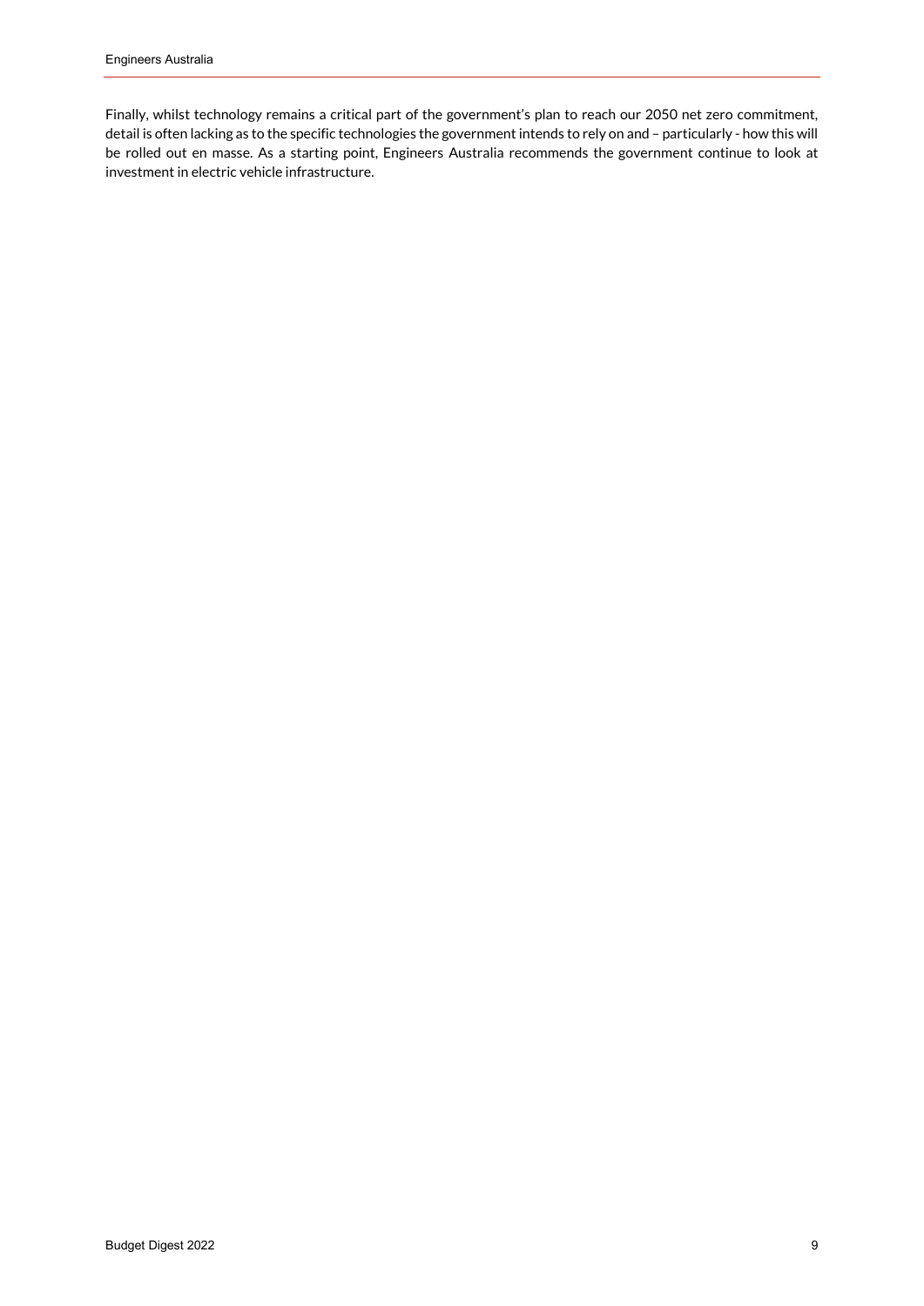Finally, whilst technology remains a critical part of the government's plan to reach our 2050 net zero commitment, detail is often lacking as to the specific technologies the government intends to rely on and – particularly - how this will be rolled out en masse. As a starting point, Engineers Australia recommends the government continue to look at investment in electric vehicle infrastructure.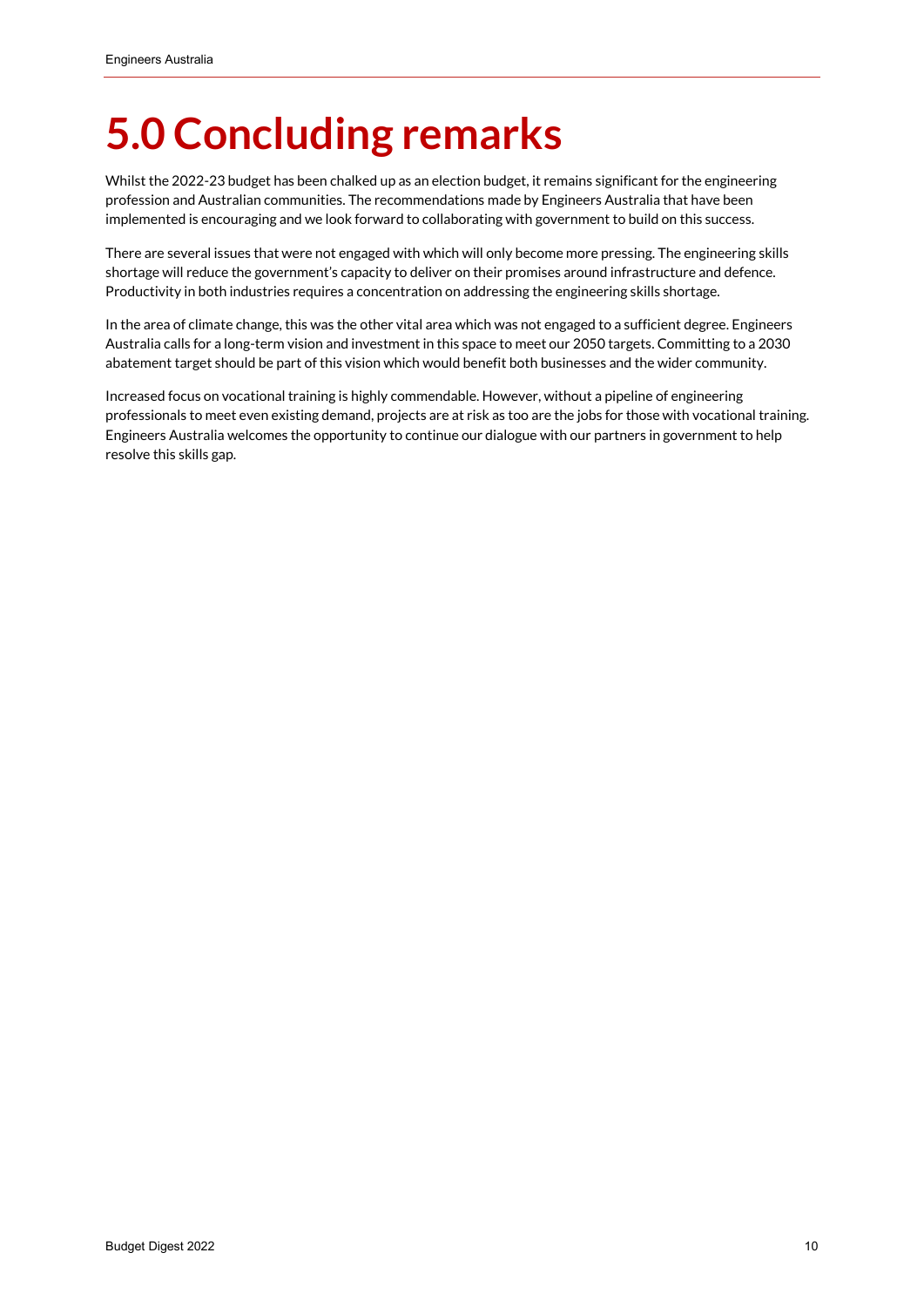# 5.0 Concluding remarks

Whilst the 2022-23 budget has been chalked up as an election budget, it remains significant for the engineering profession and Australian communities. The recommendations made by Engineers Australia that have been implemented is encouraging and we look forward to collaborating with government to build on this success.

There are several issues that were not engaged with which will only become more pressing. The engineering skills shortage will reduce the government's capacity to deliver on their promises around infrastructure and defence. Productivity in both industries requires a concentration on addressing the engineering skills shortage.

In the area of climate change, this was the other vital area which was not engaged to a sufficient degree. Engineers Australia calls for a long-term vision and investment in this space to meet our 2050 targets. Committing to a 2030 abatement target should be part of this vision which would benefit both businesses and the wider community.

Increased focus on vocational training is highly commendable. However, without a pipeline of engineering professionals to meet even existing demand, projects are at risk as too are the jobs for those with vocational training. Engineers Australia welcomes the opportunity to continue our dialogue with our partners in government to help resolve this skills gap.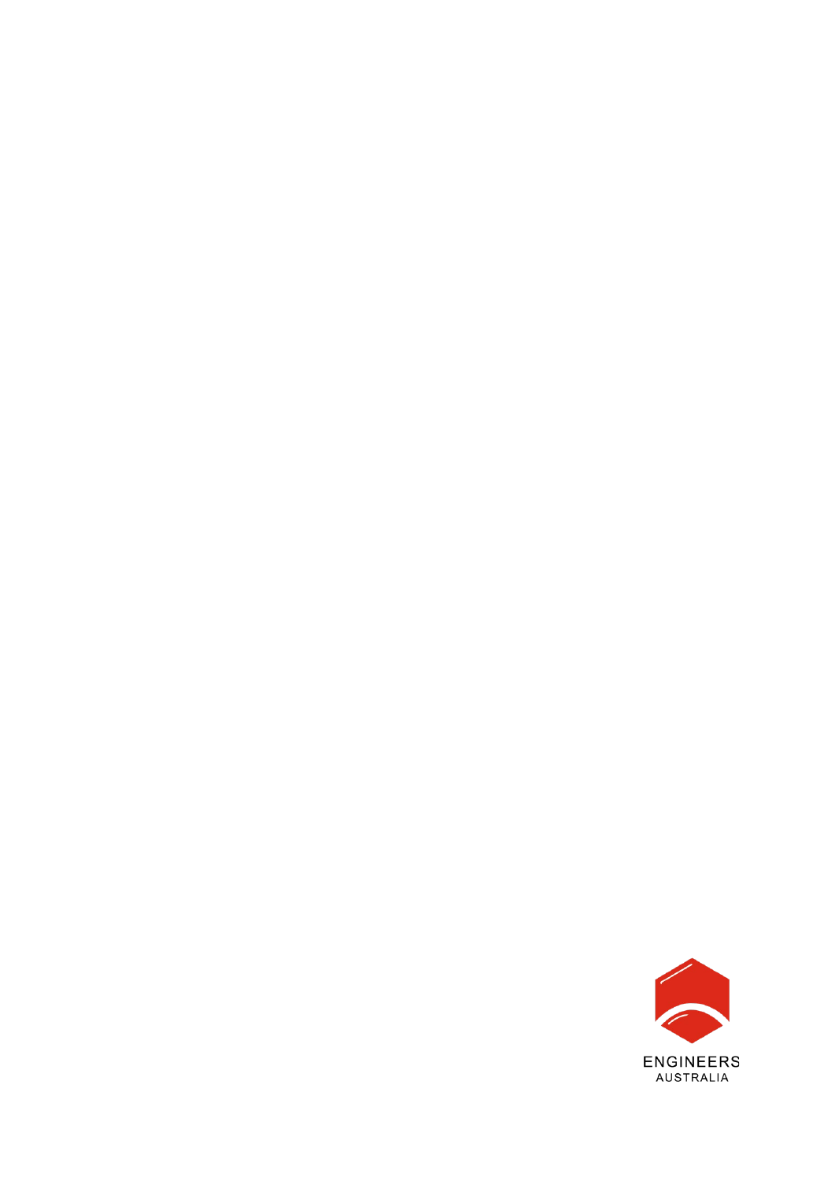ENGINEERS
AUSTRALIA